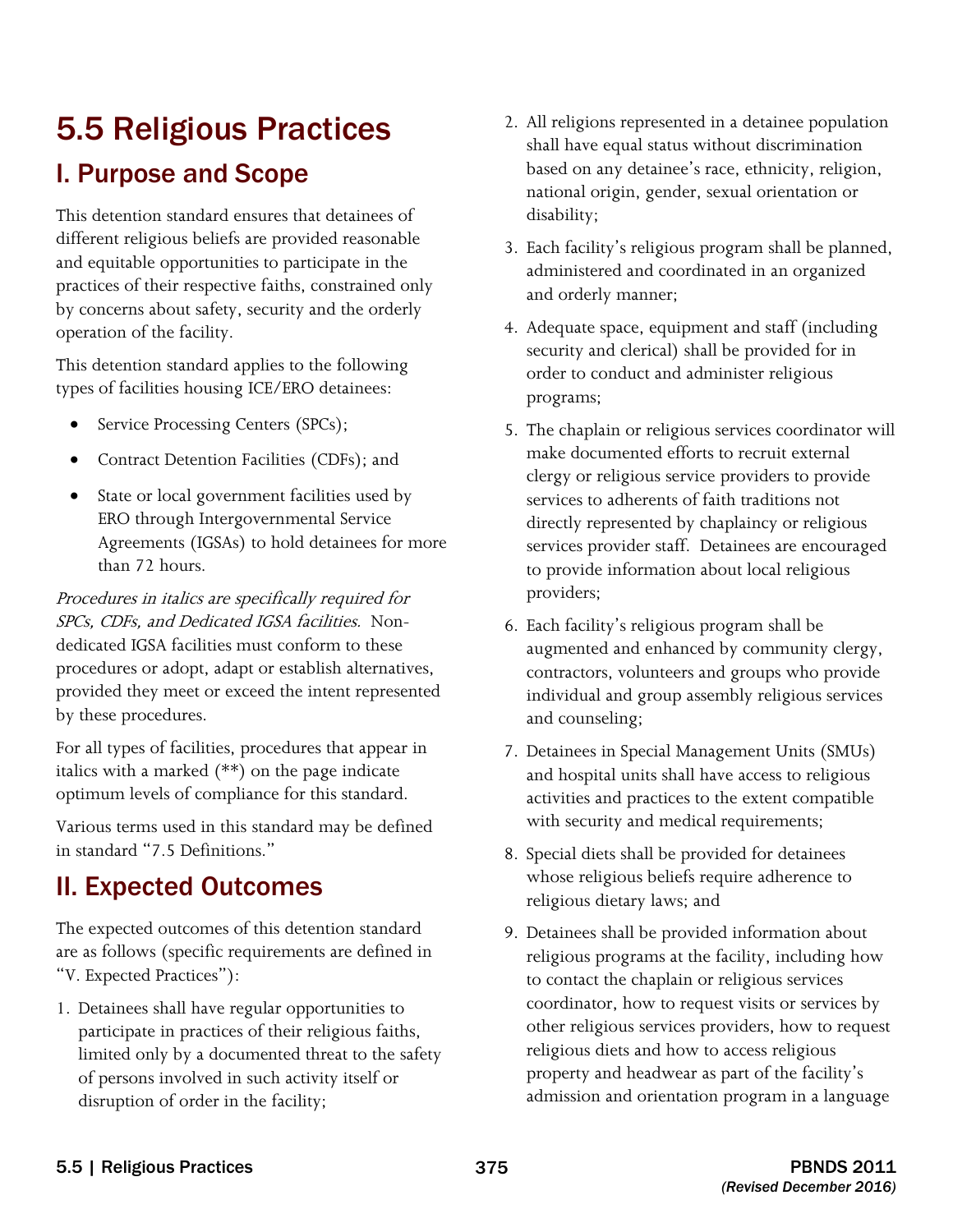# 5.5 Religious Practices

## I. Purpose and Scope

This detention standard ensures that detainees of different religious beliefs are provided reasonable and equitable opportunities to participate in the practices of their respective faiths, constrained only by concerns about safety, security and the orderly operation of the facility.

This detention standard applies to the following types of facilities housing ICE/ERO detainees:

- Service Processing Centers (SPCs);
- Contract Detention Facilities (CDFs); and
- State or local government facilities used by ERO through Intergovernmental Service Agreements (IGSAs) to hold detainees for more than 72 hours.

*Procedures in italics are specifically required for SPCs, CDFs, and Dedicated IGSA facilities.* Non-dedicated IGSA facilities must conform to these procedures or adopt, adapt or establish alternatives, provided they meet or exceed the intent represented by these procedures.

For all types of facilities, procedures that appear in italics with a marked (**) on the page indicate optimum levels of compliance for this standard.

Various terms used in this standard may be defined in standard "7.5 Definitions."

## II. Expected Outcomes

The expected outcomes of this detention standard are as follows (specific requirements are defined in "V. Expected Practices"):

1. Detainees shall have regular opportunities to participate in practices of their religious faiths, limited only by a documented threat to the safety of persons involved in such activity itself or disruption of order in the facility;
2. All religions represented in a detainee population shall have equal status without discrimination based on any detainee's race, ethnicity, religion, national origin, gender, sexual orientation or disability;
3. Each facility's religious program shall be planned, administered and coordinated in an organized and orderly manner;
4. Adequate space, equipment and staff (including security and clerical) shall be provided for in order to conduct and administer religious programs;
5. The chaplain or religious services coordinator will make documented efforts to recruit external clergy or religious service providers to provide services to adherents of faith traditions not directly represented by chaplaincy or religious services provider staff. Detainees are encouraged to provide information about local religious providers;
6. Each facility's religious program shall be augmented and enhanced by community clergy, contractors, volunteers and groups who provide individual and group assembly religious services and counseling;
7. Detainees in Special Management Units (SMUs) and hospital units shall have access to religious activities and practices to the extent compatible with security and medical requirements;
8. Special diets shall be provided for detainees whose religious beliefs require adherence to religious dietary laws; and
9. Detainees shall be provided information about religious programs at the facility, including how to contact the chaplain or religious services coordinator, how to request visits or services by other religious services providers, how to request religious diets and how to access religious property and headwear as part of the facility's admission and orientation program in a language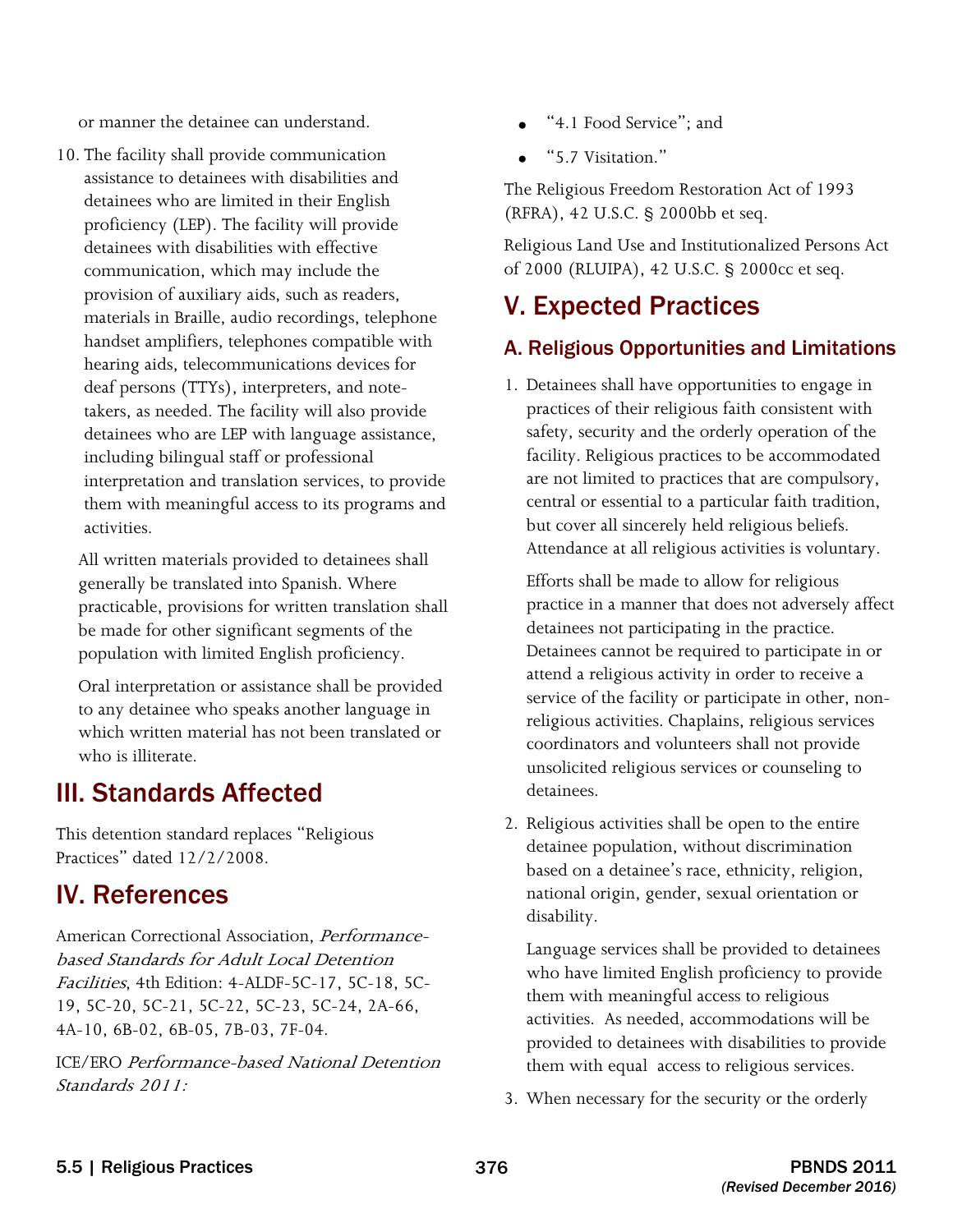or manner the detainee can understand.

10. The facility shall provide communication assistance to detainees with disabilities and detainees who are limited in their English proficiency (LEP). The facility will provide detainees with disabilities with effective communication, which may include the provision of auxiliary aids, such as readers, materials in Braille, audio recordings, telephone handset amplifiers, telephones compatible with hearing aids, telecommunications devices for deaf persons (TTYs), interpreters, and note-takers, as needed. The facility will also provide detainees who are LEP with language assistance, including bilingual staff or professional interpretation and translation services, to provide them with meaningful access to its programs and activities.

    All written materials provided to detainees shall generally be translated into Spanish. Where practicable, provisions for written translation shall be made for other significant segments of the population with limited English proficiency.

    Oral interpretation or assistance shall be provided to any detainee who speaks another language in which written material has not been translated or who is illiterate.

## III. Standards Affected

This detention standard replaces "Religious Practices" dated 12/2/2008.

## IV. References

American Correctional Association, *Performance-based Standards for Adult Local Detention Facilities*, 4th Edition: 4-ALDF-5C-17, 5C-18, 5C-19, 5C-20, 5C-21, 5C-22, 5C-23, 5C-24, 2A-66, 4A-10, 6B-02, 6B-05, 7B-03, 7F-04.

ICE/ERO *Performance-based National Detention Standards 2011:*

- "4.1 Food Service"; and
- "5.7 Visitation."

The Religious Freedom Restoration Act of 1993 (RFRA), 42 U.S.C. § 2000bb et seq.

Religious Land Use and Institutionalized Persons Act of 2000 (RLUIPA), 42 U.S.C. § 2000cc et seq.

## V. Expected Practices

### A. Religious Opportunities and Limitations

1. Detainees shall have opportunities to engage in practices of their religious faith consistent with safety, security and the orderly operation of the facility. Religious practices to be accommodated are not limited to practices that are compulsory, central or essential to a particular faith tradition, but cover all sincerely held religious beliefs. Attendance at all religious activities is voluntary.

   Efforts shall be made to allow for religious practice in a manner that does not adversely affect detainees not participating in the practice. Detainees cannot be required to participate in or attend a religious activity in order to receive a service of the facility or participate in other, non-religious activities. Chaplains, religious services coordinators and volunteers shall not provide unsolicited religious services or counseling to detainees.

2. Religious activities shall be open to the entire detainee population, without discrimination based on a detainee's race, ethnicity, religion, national origin, gender, sexual orientation or disability.

   Language services shall be provided to detainees who have limited English proficiency to provide them with meaningful access to religious activities. As needed, accommodations will be provided to detainees with disabilities to provide them with equal access to religious services.

3. When necessary for the security or the orderly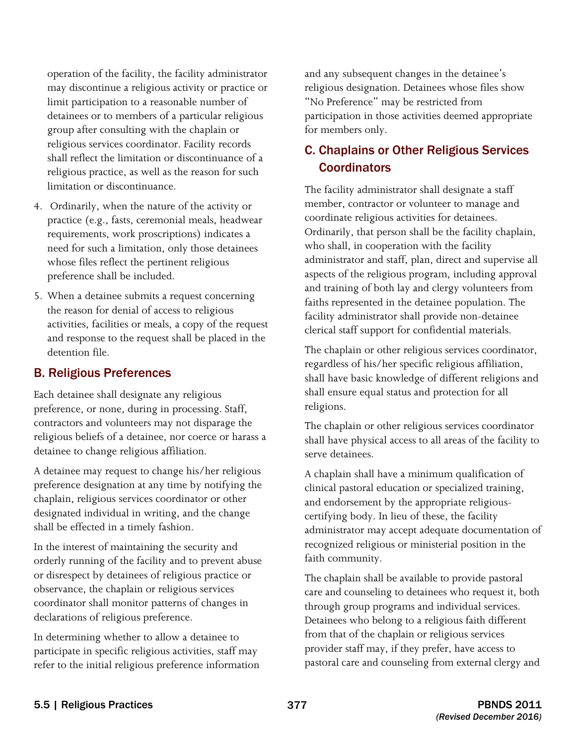operation of the facility, the facility administrator may discontinue a religious activity or practice or limit participation to a reasonable number of detainees or to members of a particular religious group after consulting with the chaplain or religious services coordinator. Facility records shall reflect the limitation or discontinuance of a religious practice, as well as the reason for such limitation or discontinuance.

4. Ordinarily, when the nature of the activity or practice (e.g., fasts, ceremonial meals, headwear requirements, work proscriptions) indicates a need for such a limitation, only those detainees whose files reflect the pertinent religious preference shall be included.
5. When a detainee submits a request concerning the reason for denial of access to religious activities, facilities or meals, a copy of the request and response to the request shall be placed in the detention file.

## B. Religious Preferences

Each detainee shall designate any religious preference, or none, during in processing. Staff, contractors and volunteers may not disparage the religious beliefs of a detainee, nor coerce or harass a detainee to change religious affiliation.

A detainee may request to change his/her religious preference designation at any time by notifying the chaplain, religious services coordinator or other designated individual in writing, and the change shall be effected in a timely fashion.

In the interest of maintaining the security and orderly running of the facility and to prevent abuse or disrespect by detainees of religious practice or observance, the chaplain or religious services coordinator shall monitor patterns of changes in declarations of religious preference.

In determining whether to allow a detainee to participate in specific religious activities, staff may refer to the initial religious preference information and any subsequent changes in the detainee's religious designation. Detainees whose files show "No Preference" may be restricted from participation in those activities deemed appropriate for members only.

## C. Chaplains or Other Religious Services Coordinators

The facility administrator shall designate a staff member, contractor or volunteer to manage and coordinate religious activities for detainees. Ordinarily, that person shall be the facility chaplain, who shall, in cooperation with the facility administrator and staff, plan, direct and supervise all aspects of the religious program, including approval and training of both lay and clergy volunteers from faiths represented in the detainee population. The facility administrator shall provide non-detainee clerical staff support for confidential materials.

The chaplain or other religious services coordinator, regardless of his/her specific religious affiliation, shall have basic knowledge of different religions and shall ensure equal status and protection for all religions.

The chaplain or other religious services coordinator shall have physical access to all areas of the facility to serve detainees.

A chaplain shall have a minimum qualification of clinical pastoral education or specialized training, and endorsement by the appropriate religious-certifying body. In lieu of these, the facility administrator may accept adequate documentation of recognized religious or ministerial position in the faith community.

The chaplain shall be available to provide pastoral care and counseling to detainees who request it, both through group programs and individual services. Detainees who belong to a religious faith different from that of the chaplain or religious services provider staff may, if they prefer, have access to pastoral care and counseling from external clergy and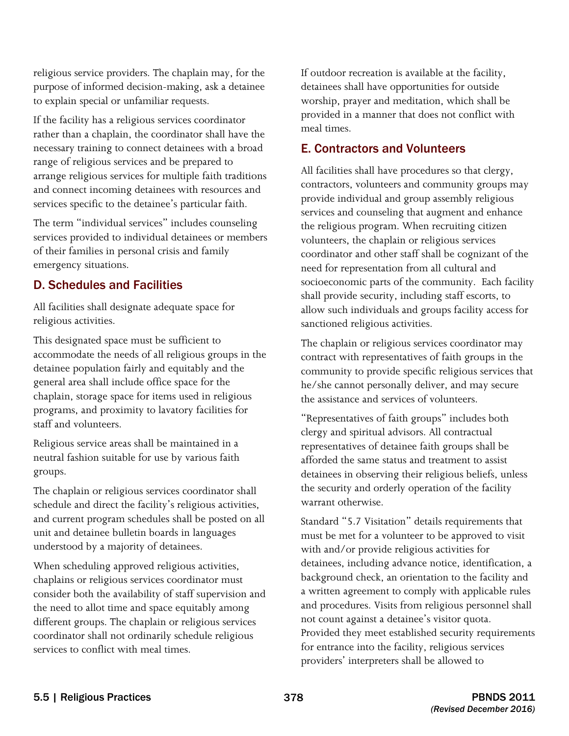religious service providers. The chaplain may, for the purpose of informed decision-making, ask a detainee to explain special or unfamiliar requests.

If the facility has a religious services coordinator rather than a chaplain, the coordinator shall have the necessary training to connect detainees with a broad range of religious services and be prepared to arrange religious services for multiple faith traditions and connect incoming detainees with resources and services specific to the detainee's particular faith.

The term "individual services" includes counseling services provided to individual detainees or members of their families in personal crisis and family emergency situations.

## D. Schedules and Facilities

All facilities shall designate adequate space for religious activities.

This designated space must be sufficient to accommodate the needs of all religious groups in the detainee population fairly and equitably and the general area shall include office space for the chaplain, storage space for items used in religious programs, and proximity to lavatory facilities for staff and volunteers.

Religious service areas shall be maintained in a neutral fashion suitable for use by various faith groups.

The chaplain or religious services coordinator shall schedule and direct the facility's religious activities, and current program schedules shall be posted on all unit and detainee bulletin boards in languages understood by a majority of detainees.

When scheduling approved religious activities, chaplains or religious services coordinator must consider both the availability of staff supervision and the need to allot time and space equitably among different groups. The chaplain or religious services coordinator shall not ordinarily schedule religious services to conflict with meal times.

If outdoor recreation is available at the facility, detainees shall have opportunities for outside worship, prayer and meditation, which shall be provided in a manner that does not conflict with meal times.

## E. Contractors and Volunteers

All facilities shall have procedures so that clergy, contractors, volunteers and community groups may provide individual and group assembly religious services and counseling that augment and enhance the religious program. When recruiting citizen volunteers, the chaplain or religious services coordinator and other staff shall be cognizant of the need for representation from all cultural and socioeconomic parts of the community. Each facility shall provide security, including staff escorts, to allow such individuals and groups facility access for sanctioned religious activities.

The chaplain or religious services coordinator may contract with representatives of faith groups in the community to provide specific religious services that he/she cannot personally deliver, and may secure the assistance and services of volunteers.

"Representatives of faith groups" includes both clergy and spiritual advisors. All contractual representatives of detainee faith groups shall be afforded the same status and treatment to assist detainees in observing their religious beliefs, unless the security and orderly operation of the facility warrant otherwise.

Standard "5.7 Visitation" details requirements that must be met for a volunteer to be approved to visit with and/or provide religious activities for detainees, including advance notice, identification, a background check, an orientation to the facility and a written agreement to comply with applicable rules and procedures. Visits from religious personnel shall not count against a detainee's visitor quota. Provided they meet established security requirements for entrance into the facility, religious services providers' interpreters shall be allowed to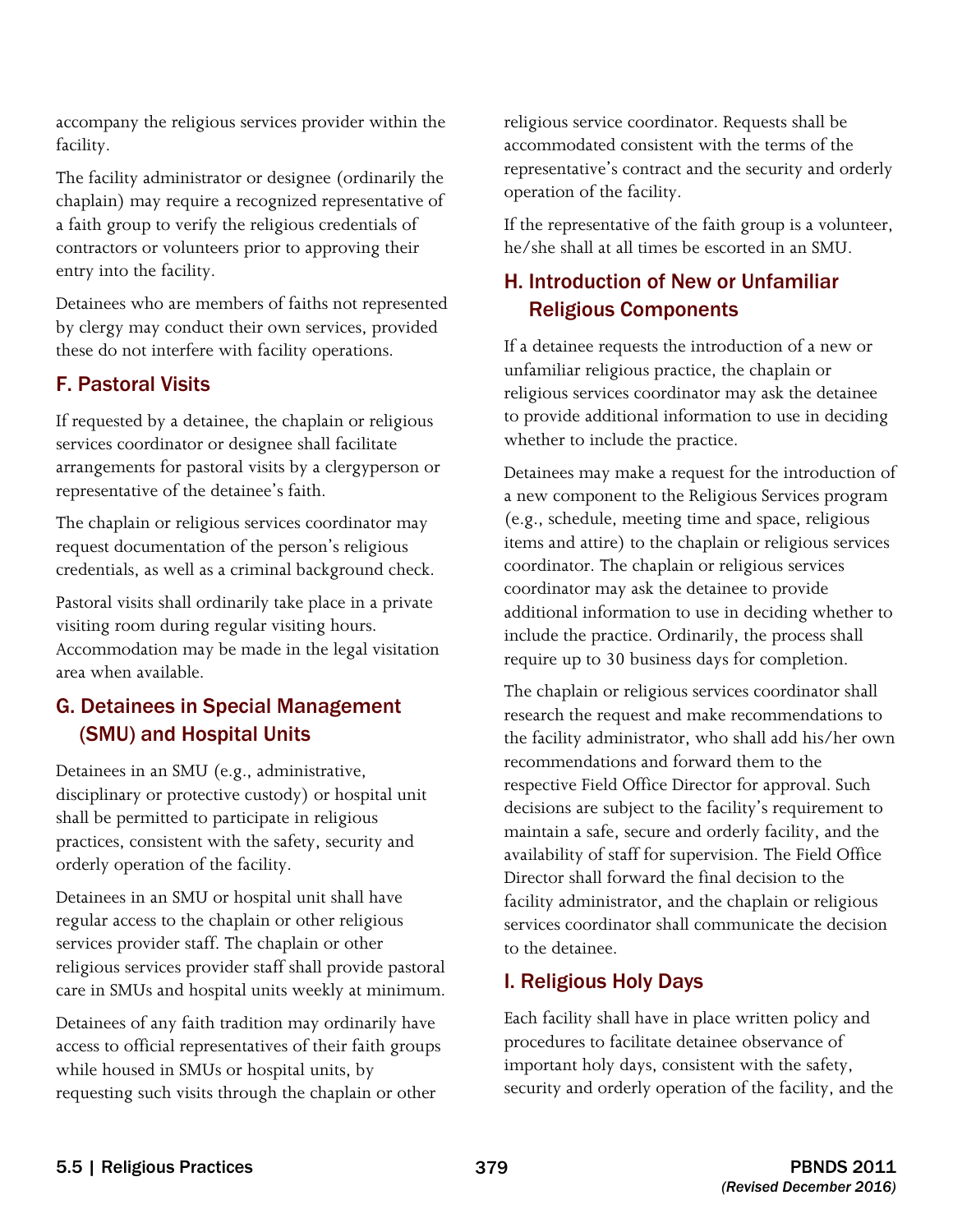accompany the religious services provider within the facility.

The facility administrator or designee (ordinarily the chaplain) may require a recognized representative of a faith group to verify the religious credentials of contractors or volunteers prior to approving their entry into the facility.

Detainees who are members of faiths not represented by clergy may conduct their own services, provided these do not interfere with facility operations.

## F. Pastoral Visits

If requested by a detainee, the chaplain or religious services coordinator or designee shall facilitate arrangements for pastoral visits by a clergyperson or representative of the detainee's faith.

The chaplain or religious services coordinator may request documentation of the person's religious credentials, as well as a criminal background check.

Pastoral visits shall ordinarily take place in a private visiting room during regular visiting hours. Accommodation may be made in the legal visitation area when available.

## G. Detainees in Special Management (SMU) and Hospital Units

Detainees in an SMU (e.g., administrative, disciplinary or protective custody) or hospital unit shall be permitted to participate in religious practices, consistent with the safety, security and orderly operation of the facility.

Detainees in an SMU or hospital unit shall have regular access to the chaplain or other religious services provider staff. The chaplain or other religious services provider staff shall provide pastoral care in SMUs and hospital units weekly at minimum.

Detainees of any faith tradition may ordinarily have access to official representatives of their faith groups while housed in SMUs or hospital units, by requesting such visits through the chaplain or other religious service coordinator. Requests shall be accommodated consistent with the terms of the representative's contract and the security and orderly operation of the facility.

If the representative of the faith group is a volunteer, he/she shall at all times be escorted in an SMU.

## H. Introduction of New or Unfamiliar Religious Components

If a detainee requests the introduction of a new or unfamiliar religious practice, the chaplain or religious services coordinator may ask the detainee to provide additional information to use in deciding whether to include the practice.

Detainees may make a request for the introduction of a new component to the Religious Services program (e.g., schedule, meeting time and space, religious items and attire) to the chaplain or religious services coordinator. The chaplain or religious services coordinator may ask the detainee to provide additional information to use in deciding whether to include the practice. Ordinarily, the process shall require up to 30 business days for completion.

The chaplain or religious services coordinator shall research the request and make recommendations to the facility administrator, who shall add his/her own recommendations and forward them to the respective Field Office Director for approval. Such decisions are subject to the facility's requirement to maintain a safe, secure and orderly facility, and the availability of staff for supervision. The Field Office Director shall forward the final decision to the facility administrator, and the chaplain or religious services coordinator shall communicate the decision to the detainee.

## I. Religious Holy Days

Each facility shall have in place written policy and procedures to facilitate detainee observance of important holy days, consistent with the safety, security and orderly operation of the facility, and the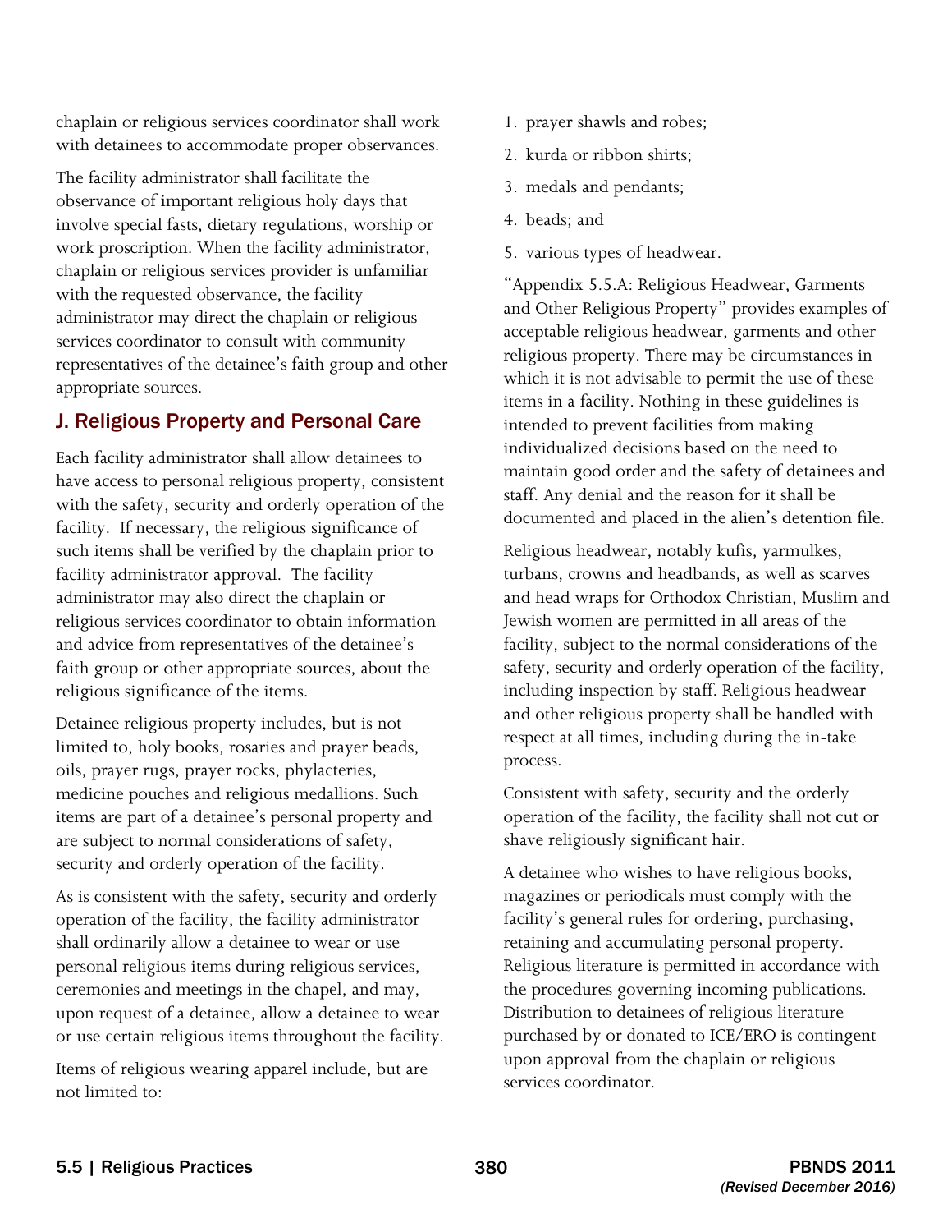chaplain or religious services coordinator shall work with detainees to accommodate proper observances.

The facility administrator shall facilitate the observance of important religious holy days that involve special fasts, dietary regulations, worship or work proscription. When the facility administrator, chaplain or religious services provider is unfamiliar with the requested observance, the facility administrator may direct the chaplain or religious services coordinator to consult with community representatives of the detainee's faith group and other appropriate sources.

## J. Religious Property and Personal Care

Each facility administrator shall allow detainees to have access to personal religious property, consistent with the safety, security and orderly operation of the facility. If necessary, the religious significance of such items shall be verified by the chaplain prior to facility administrator approval. The facility administrator may also direct the chaplain or religious services coordinator to obtain information and advice from representatives of the detainee's faith group or other appropriate sources, about the religious significance of the items.

Detainee religious property includes, but is not limited to, holy books, rosaries and prayer beads, oils, prayer rugs, prayer rocks, phylacteries, medicine pouches and religious medallions. Such items are part of a detainee's personal property and are subject to normal considerations of safety, security and orderly operation of the facility.

As is consistent with the safety, security and orderly operation of the facility, the facility administrator shall ordinarily allow a detainee to wear or use personal religious items during religious services, ceremonies and meetings in the chapel, and may, upon request of a detainee, allow a detainee to wear or use certain religious items throughout the facility.

Items of religious wearing apparel include, but are not limited to:

1. prayer shawls and robes;
2. kurda or ribbon shirts;
3. medals and pendants;
4. beads; and
5. various types of headwear.

"Appendix 5.5.A: Religious Headwear, Garments and Other Religious Property" provides examples of acceptable religious headwear, garments and other religious property. There may be circumstances in which it is not advisable to permit the use of these items in a facility. Nothing in these guidelines is intended to prevent facilities from making individualized decisions based on the need to maintain good order and the safety of detainees and staff. Any denial and the reason for it shall be documented and placed in the alien's detention file.

Religious headwear, notably kufis, yarmulkes, turbans, crowns and headbands, as well as scarves and head wraps for Orthodox Christian, Muslim and Jewish women are permitted in all areas of the facility, subject to the normal considerations of the safety, security and orderly operation of the facility, including inspection by staff. Religious headwear and other religious property shall be handled with respect at all times, including during the in-take process.

Consistent with safety, security and the orderly operation of the facility, the facility shall not cut or shave religiously significant hair.

A detainee who wishes to have religious books, magazines or periodicals must comply with the facility's general rules for ordering, purchasing, retaining and accumulating personal property. Religious literature is permitted in accordance with the procedures governing incoming publications. Distribution to detainees of religious literature purchased by or donated to ICE/ERO is contingent upon approval from the chaplain or religious services coordinator.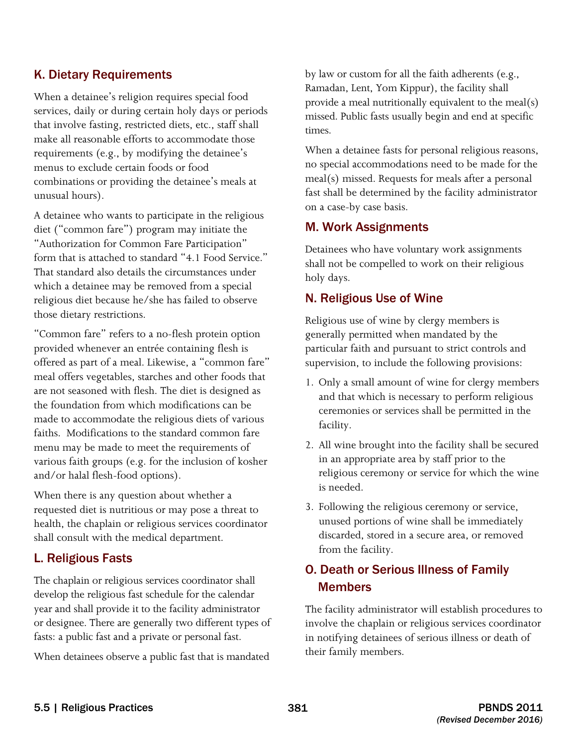### K. Dietary Requirements

When a detainee's religion requires special food services, daily or during certain holy days or periods that involve fasting, restricted diets, etc., staff shall make all reasonable efforts to accommodate those requirements (e.g., by modifying the detainee's menus to exclude certain foods or food combinations or providing the detainee's meals at unusual hours).

A detainee who wants to participate in the religious diet ("common fare") program may initiate the "Authorization for Common Fare Participation" form that is attached to standard "4.1 Food Service." That standard also details the circumstances under which a detainee may be removed from a special religious diet because he/she has failed to observe those dietary restrictions.

"Common fare" refers to a no-flesh protein option provided whenever an entrée containing flesh is offered as part of a meal. Likewise, a "common fare" meal offers vegetables, starches and other foods that are not seasoned with flesh. The diet is designed as the foundation from which modifications can be made to accommodate the religious diets of various faiths. Modifications to the standard common fare menu may be made to meet the requirements of various faith groups (e.g. for the inclusion of kosher and/or halal flesh-food options).

When there is any question about whether a requested diet is nutritious or may pose a threat to health, the chaplain or religious services coordinator shall consult with the medical department.

### L. Religious Fasts

The chaplain or religious services coordinator shall develop the religious fast schedule for the calendar year and shall provide it to the facility administrator or designee. There are generally two different types of fasts: a public fast and a private or personal fast.

When detainees observe a public fast that is mandated by law or custom for all the faith adherents (e.g., Ramadan, Lent, Yom Kippur), the facility shall provide a meal nutritionally equivalent to the meal(s) missed. Public fasts usually begin and end at specific times.

When a detainee fasts for personal religious reasons, no special accommodations need to be made for the meal(s) missed. Requests for meals after a personal fast shall be determined by the facility administrator on a case-by case basis.

### M. Work Assignments

Detainees who have voluntary work assignments shall not be compelled to work on their religious holy days.

### N. Religious Use of Wine

Religious use of wine by clergy members is generally permitted when mandated by the particular faith and pursuant to strict controls and supervision, to include the following provisions:

1. Only a small amount of wine for clergy members and that which is necessary to perform religious ceremonies or services shall be permitted in the facility.
2. All wine brought into the facility shall be secured in an appropriate area by staff prior to the religious ceremony or service for which the wine is needed.
3. Following the religious ceremony or service, unused portions of wine shall be immediately discarded, stored in a secure area, or removed from the facility.

### O. Death or Serious Illness of Family Members

The facility administrator will establish procedures to involve the chaplain or religious services coordinator in notifying detainees of serious illness or death of their family members.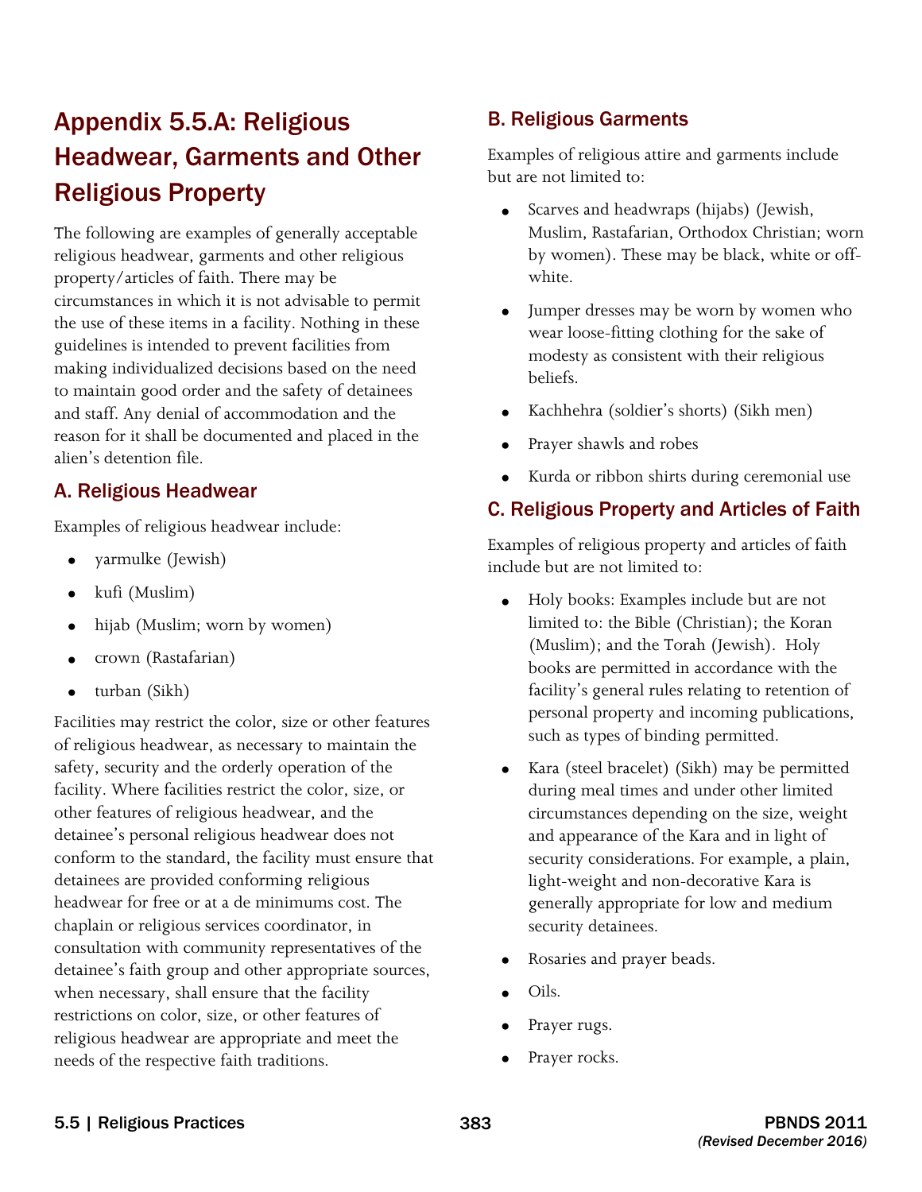## Appendix 5.5.A: Religious Headwear, Garments and Other Religious Property

The following are examples of generally acceptable religious headwear, garments and other religious property/articles of faith. There may be circumstances in which it is not advisable to permit the use of these items in a facility. Nothing in these guidelines is intended to prevent facilities from making individualized decisions based on the need to maintain good order and the safety of detainees and staff. Any denial of accommodation and the reason for it shall be documented and placed in the alien's detention file.

### A. Religious Headwear

Examples of religious headwear include:

- yarmulke (Jewish)
- kufi (Muslim)
- hijab (Muslim; worn by women)
- crown (Rastafarian)
- turban (Sikh)

Facilities may restrict the color, size or other features of religious headwear, as necessary to maintain the safety, security and the orderly operation of the facility. Where facilities restrict the color, size, or other features of religious headwear, and the detainee's personal religious headwear does not conform to the standard, the facility must ensure that detainees are provided conforming religious headwear for free or at a de minimums cost. The chaplain or religious services coordinator, in consultation with community representatives of the detainee's faith group and other appropriate sources, when necessary, shall ensure that the facility restrictions on color, size, or other features of religious headwear are appropriate and meet the needs of the respective faith traditions.

### B. Religious Garments

Examples of religious attire and garments include but are not limited to:

- Scarves and headwraps (hijabs) (Jewish, Muslim, Rastafarian, Orthodox Christian; worn by women). These may be black, white or off-white.
- Jumper dresses may be worn by women who wear loose-fitting clothing for the sake of modesty as consistent with their religious beliefs.
- Kachhehra (soldier's shorts) (Sikh men)
- Prayer shawls and robes
- Kurda or ribbon shirts during ceremonial use

### C. Religious Property and Articles of Faith

Examples of religious property and articles of faith include but are not limited to:

- Holy books: Examples include but are not limited to: the Bible (Christian); the Koran (Muslim); and the Torah (Jewish). Holy books are permitted in accordance with the facility's general rules relating to retention of personal property and incoming publications, such as types of binding permitted.
- Kara (steel bracelet) (Sikh) may be permitted during meal times and under other limited circumstances depending on the size, weight and appearance of the Kara and in light of security considerations. For example, a plain, light-weight and non-decorative Kara is generally appropriate for low and medium security detainees.
- Rosaries and prayer beads.
- Oils.
- Prayer rugs.
- Prayer rocks.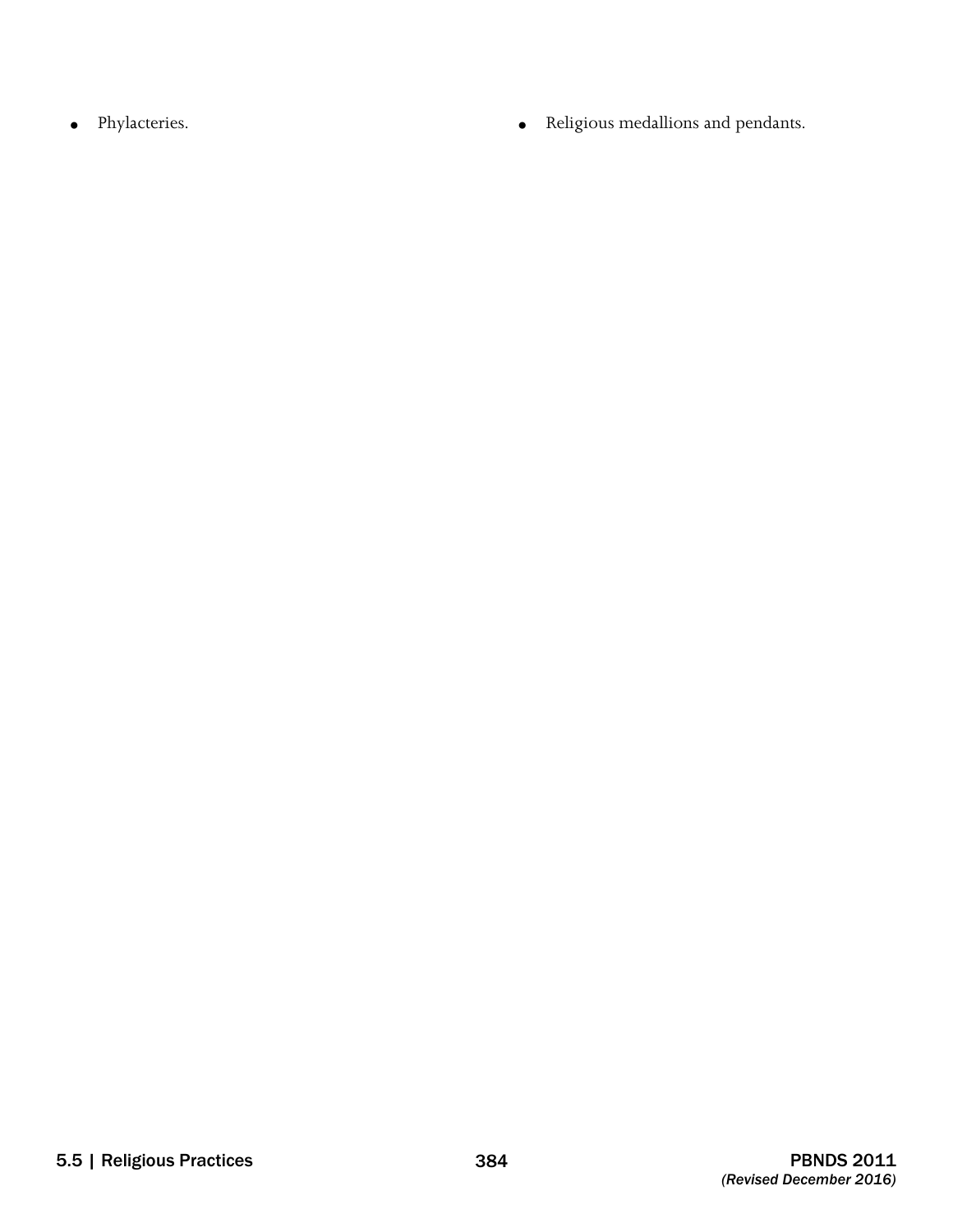- Phylacteries.
- Religious medallions and pendants.